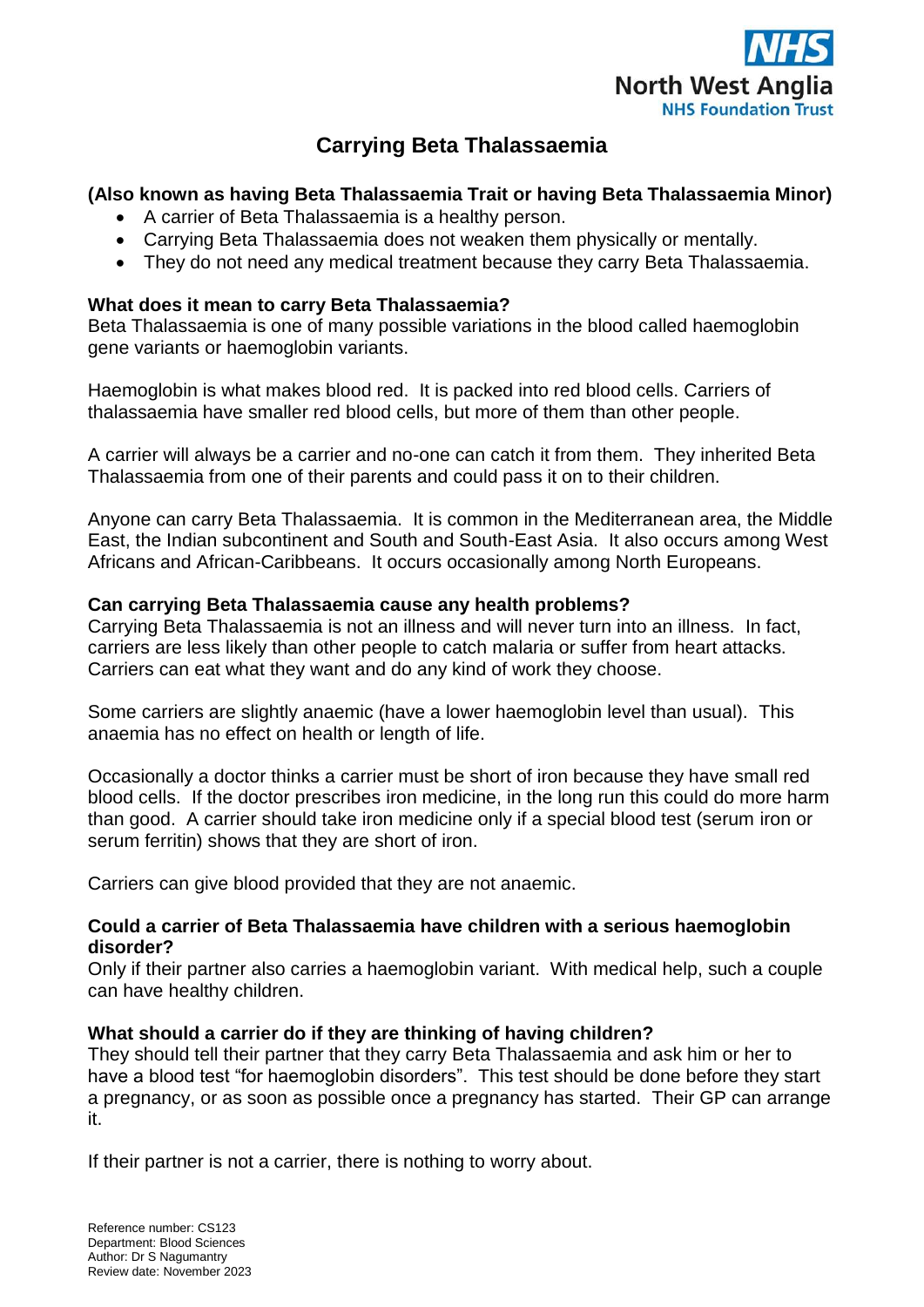# Carrying Beta Thalassaemia

**(Also known as having Beta Thalassaemia Trait or having Beta Thalassaemia Minor)**

- A carrier of Beta Thalassaemia is a healthy person.
- Carrying Beta Thalassaemia does not weaken them physically or mentally.
- They do not need any medical treatment because they carry Beta Thalassaemia.

### What does it mean to carry Beta Thalassaemia?

Beta Thalassaemia is one of many possible variations in the blood called haemoglobin gene variants or haemoglobin variants.

Haemoglobin is what makes blood red. It is packed into red blood cells. Carriers of thalassaemia have smaller red blood cells, but more of them than other people.

A carrier will always be a carrier and no-one can catch it from them. They inherited Beta Thalassaemia from one of their parents and could pass it on to their children.

Anyone can carry Beta Thalassaemia. It is common in the Mediterranean area, the Middle East, the Indian subcontinent and South and South-East Asia. It also occurs among West Africans and African-Caribbeans. It occurs occasionally among North Europeans.

### Can carrying Beta Thalassaemia cause any health problems?

Carrying Beta Thalassaemia is not an illness and will never turn into an illness. In fact, carriers are less likely than other people to catch malaria or suffer from heart attacks. Carriers can eat what they want and do any kind of work they choose.

Some carriers are slightly anaemic (have a lower haemoglobin level than usual). This anaemia has no effect on health or length of life.

Occasionally a doctor thinks a carrier must be short of iron because they have small red blood cells. If the doctor prescribes iron medicine, in the long run this could do more harm than good. A carrier should take iron medicine only if a special blood test (serum iron or serum ferritin) shows that they are short of iron.

Carriers can give blood provided that they are not anaemic.

### Could a carrier of Beta Thalassaemia have children with a serious haemoglobin disorder?

Only if their partner also carries a haemoglobin variant. With medical help, such a couple can have healthy children.

### What should a carrier do if they are thinking of having children?

They should tell their partner that they carry Beta Thalassaemia and ask him or her to have a blood test "for haemoglobin disorders". This test should be done before they start a pregnancy, or as soon as possible once a pregnancy has started. Their GP can arrange it.

If their partner is not a carrier, there is nothing to worry about.

Reference number: CS123
Department: Blood Sciences
Author: Dr S Nagumantry
Review date: November 2023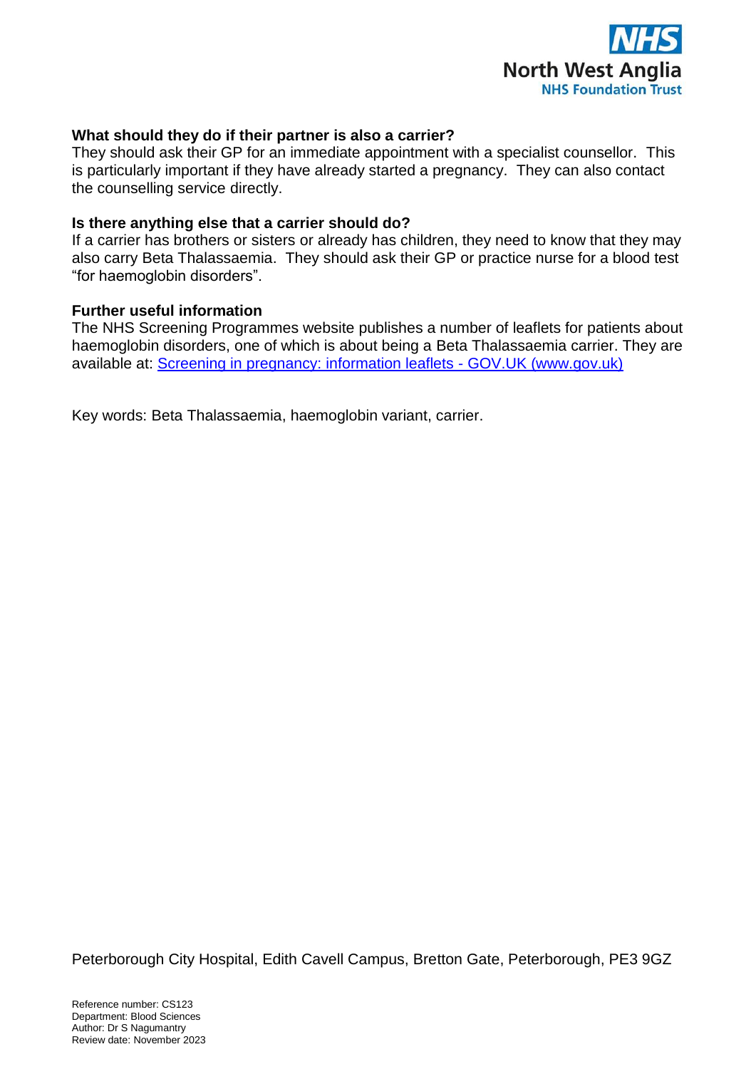**What should they do if their partner is also a carrier?**

They should ask their GP for an immediate appointment with a specialist counsellor. This is particularly important if they have already started a pregnancy. They can also contact the counselling service directly.

**Is there anything else that a carrier should do?**

If a carrier has brothers or sisters or already has children, they need to know that they may also carry Beta Thalassaemia. They should ask their GP or practice nurse for a blood test "for haemoglobin disorders".

**Further useful information**

The NHS Screening Programmes website publishes a number of leaflets for patients about haemoglobin disorders, one of which is about being a Beta Thalassaemia carrier. They are available at: [Screening in pregnancy: information leaflets - GOV.UK (www.gov.uk)](https://www.gov.uk)

Key words: Beta Thalassaemia, haemoglobin variant, carrier.

Peterborough City Hospital, Edith Cavell Campus, Bretton Gate, Peterborough, PE3 9GZ

Reference number: CS123
Department: Blood Sciences
Author: Dr S Nagumantry
Review date: November 2023